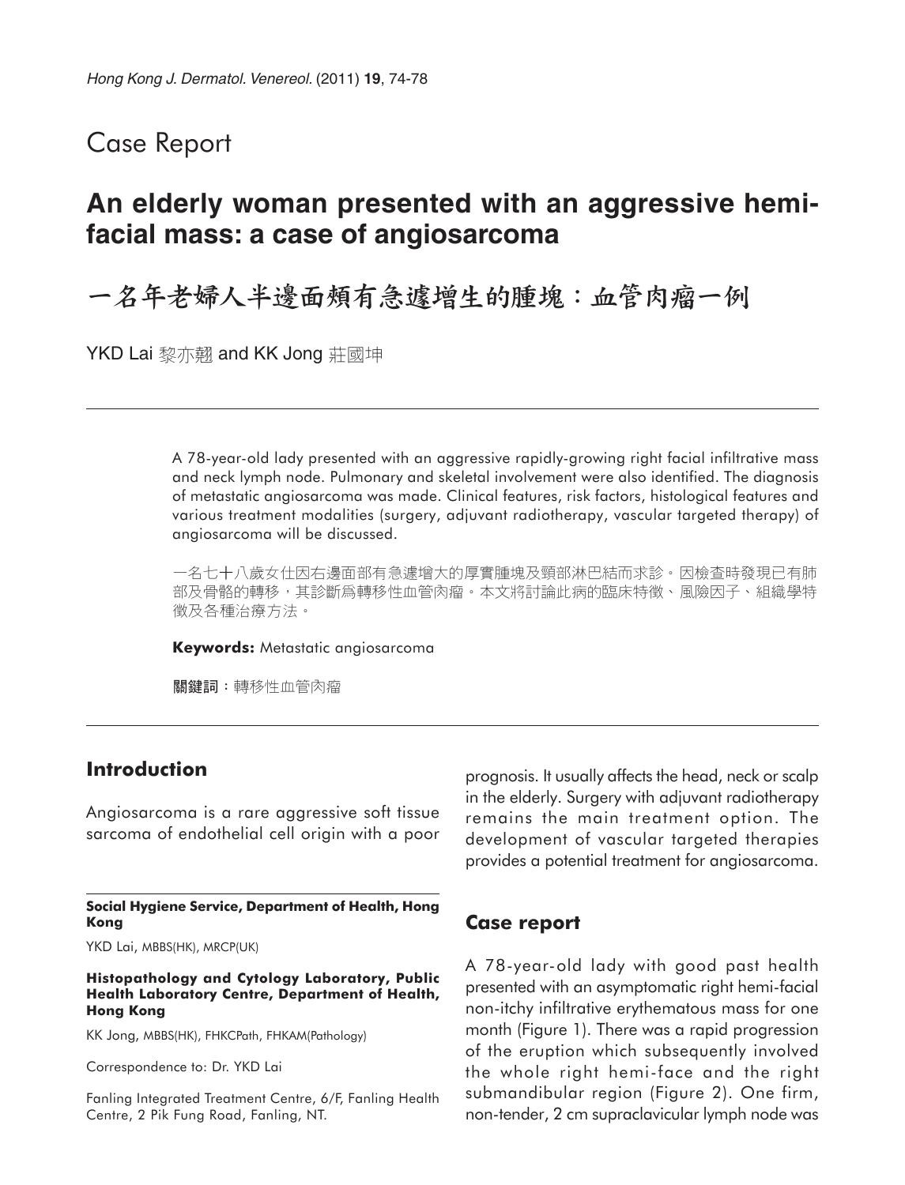Case Report

# An elderly woman presented with an aggressive hemi-facial mass: a case of angiosarcoma

# 一名年老婦人半邊面頰有急遽增生的腫塊：血管肉瘤一例

YKD Lai 黎亦翹 and KK Jong 莊國坤

A 78-year-old lady presented with an aggressive rapidly-growing right facial infiltrative mass and neck lymph node. Pulmonary and skeletal involvement were also identified. The diagnosis of metastatic angiosarcoma was made. Clinical features, risk factors, histological features and various treatment modalities (surgery, adjuvant radiotherapy, vascular targeted therapy) of angiosarcoma will be discussed.

一名七十八歲女仕因右邊面部有急遽增大的厚實腫塊及頸部淋巴結而求診。因檢查時發現已有肺部及骨骼的轉移，其診斷爲轉移性血管肉瘤。本文將討論此病的臨床特徵、風險因子、組織學特徵及各種治療方法。

**Keywords:** Metastatic angiosarcoma

**關鍵詞**：轉移性血管肉瘤

## Introduction

Angiosarcoma is a rare aggressive soft tissue sarcoma of endothelial cell origin with a poor prognosis. It usually affects the head, neck or scalp in the elderly. Surgery with adjuvant radiotherapy remains the main treatment option. The development of vascular targeted therapies provides a potential treatment for angiosarcoma.

**Social Hygiene Service, Department of Health, Hong Kong**

YKD Lai, MBBS(HK), MRCP(UK)

**Histopathology and Cytology Laboratory, Public Health Laboratory Centre, Department of Health, Hong Kong**

KK Jong, MBBS(HK), FHKCPath, FHKAM(Pathology)

Correspondence to: Dr. YKD Lai

Fanling Integrated Treatment Centre, 6/F, Fanling Health Centre, 2 Pik Fung Road, Fanling, NT.

## Case report

A 78-year-old lady with good past health presented with an asymptomatic right hemi-facial non-itchy infiltrative erythematous mass for one month (Figure 1). There was a rapid progression of the eruption which subsequently involved the whole right hemi-face and the right submandibular region (Figure 2). One firm, non-tender, 2 cm supraclavicular lymph node was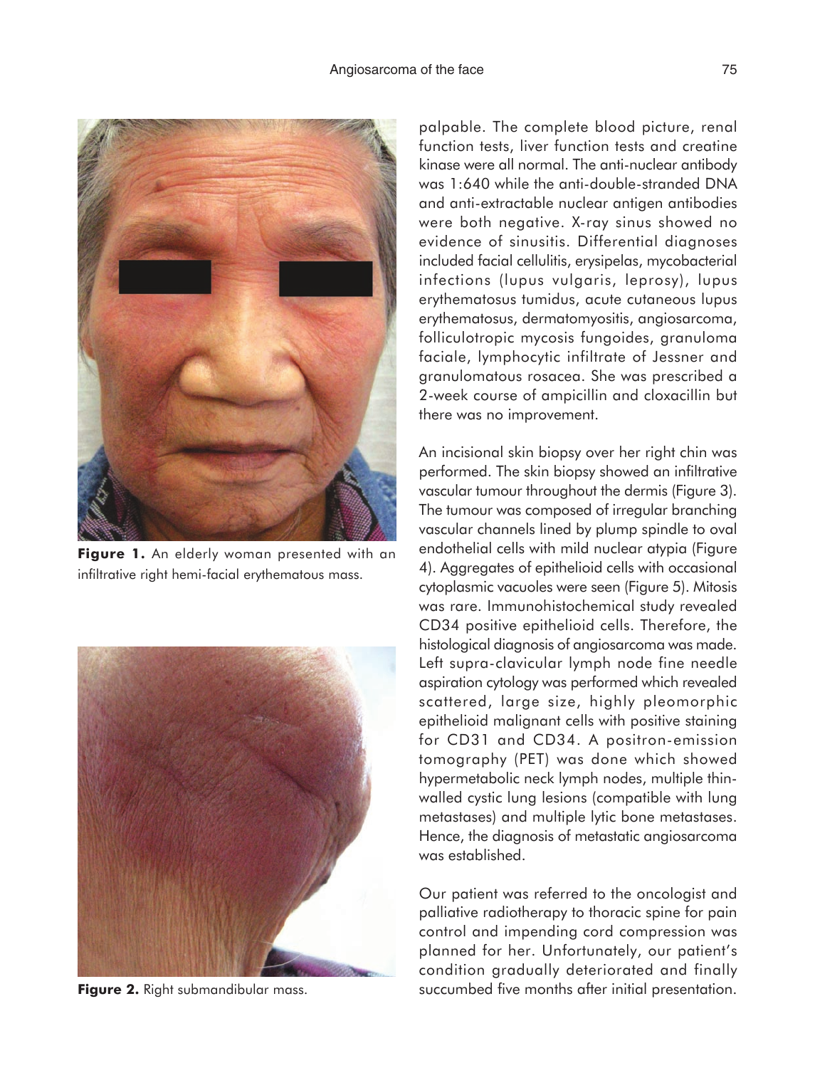**Figure 1.** An elderly woman presented with an infiltrative right hemi-facial erythematous mass.

**Figure 2.** Right submandibular mass.

palpable. The complete blood picture, renal function tests, liver function tests and creatine kinase were all normal. The anti-nuclear antibody was 1:640 while the anti-double-stranded DNA and anti-extractable nuclear antigen antibodies were both negative. X-ray sinus showed no evidence of sinusitis. Differential diagnoses included facial cellulitis, erysipelas, mycobacterial infections (lupus vulgaris, leprosy), lupus erythematosus tumidus, acute cutaneous lupus erythematosus, dermatomyositis, angiosarcoma, folliculotropic mycosis fungoides, granuloma faciale, lymphocytic infiltrate of Jessner and granulomatous rosacea. She was prescribed a 2-week course of ampicillin and cloxacillin but there was no improvement.

An incisional skin biopsy over her right chin was performed. The skin biopsy showed an infiltrative vascular tumour throughout the dermis (Figure 3). The tumour was composed of irregular branching vascular channels lined by plump spindle to oval endothelial cells with mild nuclear atypia (Figure 4). Aggregates of epithelioid cells with occasional cytoplasmic vacuoles were seen (Figure 5). Mitosis was rare. Immunohistochemical study revealed CD34 positive epithelioid cells. Therefore, the histological diagnosis of angiosarcoma was made. Left supra-clavicular lymph node fine needle aspiration cytology was performed which revealed scattered, large size, highly pleomorphic epithelioid malignant cells with positive staining for CD31 and CD34. A positron-emission tomography (PET) was done which showed hypermetabolic neck lymph nodes, multiple thin-walled cystic lung lesions (compatible with lung metastases) and multiple lytic bone metastases. Hence, the diagnosis of metastatic angiosarcoma was established.

Our patient was referred to the oncologist and palliative radiotherapy to thoracic spine for pain control and impending cord compression was planned for her. Unfortunately, our patient's condition gradually deteriorated and finally succumbed five months after initial presentation.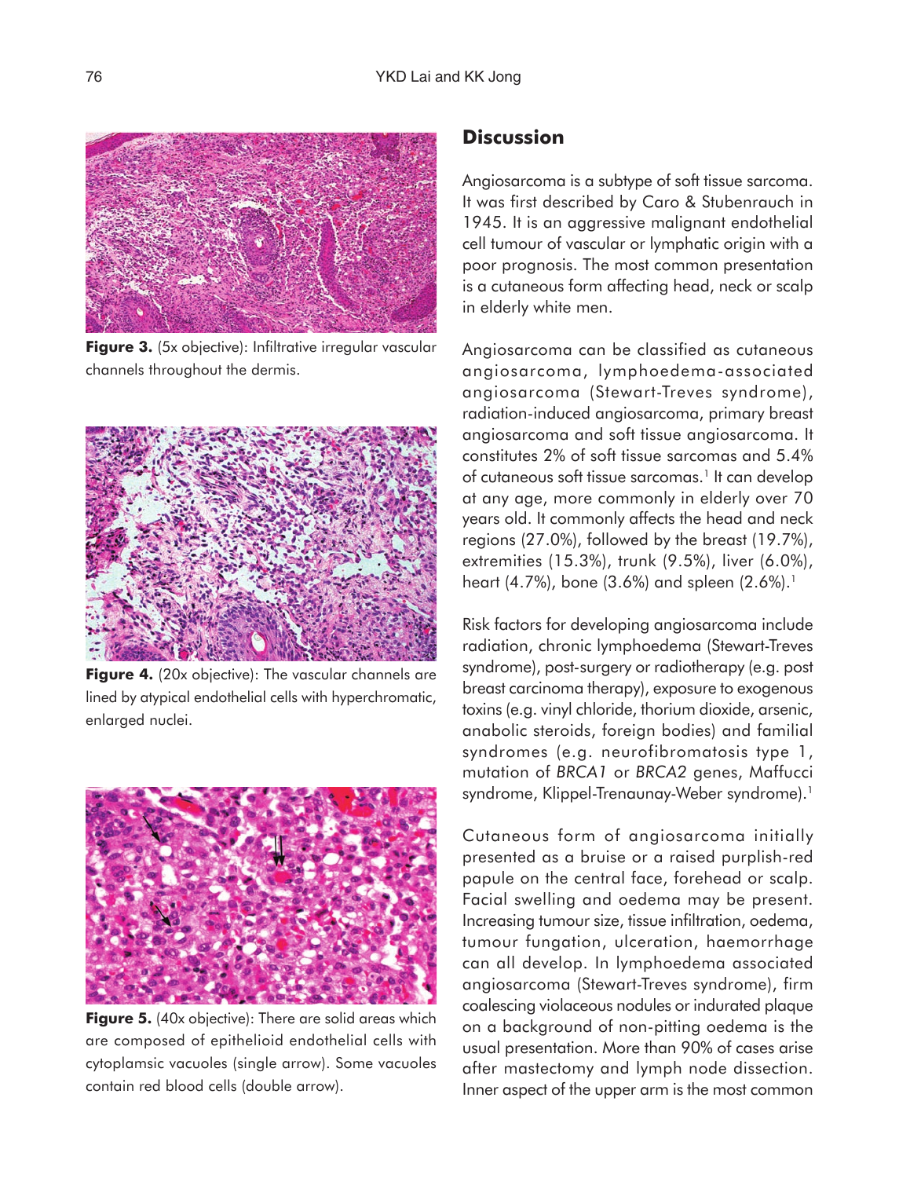**Figure 3.** (5x objective): Infiltrative irregular vascular channels throughout the dermis.

**Figure 4.** (20x objective): The vascular channels are lined by atypical endothelial cells with hyperchromatic, enlarged nuclei.

**Figure 5.** (40x objective): There are solid areas which are composed of epithelioid endothelial cells with cytoplamsic vacuoles (single arrow). Some vacuoles contain red blood cells (double arrow).

## Discussion

Angiosarcoma is a subtype of soft tissue sarcoma. It was first described by Caro & Stubenrauch in 1945. It is an aggressive malignant endothelial cell tumour of vascular or lymphatic origin with a poor prognosis. The most common presentation is a cutaneous form affecting head, neck or scalp in elderly white men.

Angiosarcoma can be classified as cutaneous angiosarcoma, lymphoedema-associated angiosarcoma (Stewart-Treves syndrome), radiation-induced angiosarcoma, primary breast angiosarcoma and soft tissue angiosarcoma. It constitutes 2% of soft tissue sarcomas and 5.4% of cutaneous soft tissue sarcomas.[1] It can develop at any age, more commonly in elderly over 70 years old. It commonly affects the head and neck regions (27.0%), followed by the breast (19.7%), extremities (15.3%), trunk (9.5%), liver (6.0%), heart (4.7%), bone (3.6%) and spleen (2.6%).[1]

Risk factors for developing angiosarcoma include radiation, chronic lymphoedema (Stewart-Treves syndrome), post-surgery or radiotherapy (e.g. post breast carcinoma therapy), exposure to exogenous toxins (e.g. vinyl chloride, thorium dioxide, arsenic, anabolic steroids, foreign bodies) and familial syndromes (e.g. neurofibromatosis type 1, mutation of *BRCA1* or *BRCA2* genes, Maffucci syndrome, Klippel-Trenaunay-Weber syndrome).[1]

Cutaneous form of angiosarcoma initially presented as a bruise or a raised purplish-red papule on the central face, forehead or scalp. Facial swelling and oedema may be present. Increasing tumour size, tissue infiltration, oedema, tumour fungation, ulceration, haemorrhage can all develop. In lymphoedema associated angiosarcoma (Stewart-Treves syndrome), firm coalescing violaceous nodules or indurated plaque on a background of non-pitting oedema is the usual presentation. More than 90% of cases arise after mastectomy and lymph node dissection. Inner aspect of the upper arm is the most common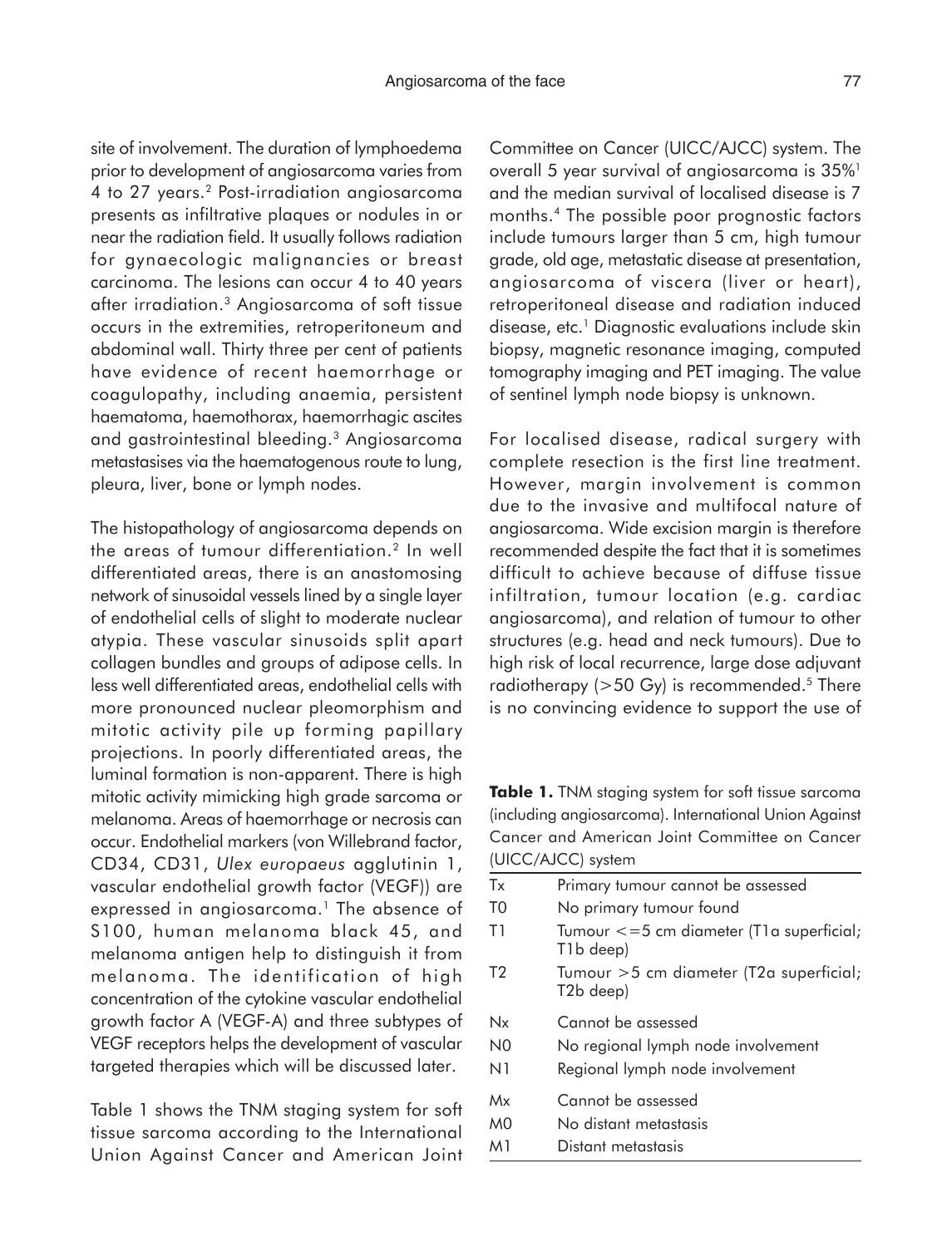site of involvement. The duration of lymphoedema prior to development of angiosarcoma varies from 4 to 27 years.[2] Post-irradiation angiosarcoma presents as infiltrative plaques or nodules in or near the radiation field. It usually follows radiation for gynaecologic malignancies or breast carcinoma. The lesions can occur 4 to 40 years after irradiation.[3] Angiosarcoma of soft tissue occurs in the extremities, retroperitoneum and abdominal wall. Thirty three per cent of patients have evidence of recent haemorrhage or coagulopathy, including anaemia, persistent haematoma, haemothorax, haemorrhagic ascites and gastrointestinal bleeding.[3] Angiosarcoma metastasises via the haematogenous route to lung, pleura, liver, bone or lymph nodes.

The histopathology of angiosarcoma depends on the areas of tumour differentiation.[2] In well differentiated areas, there is an anastomosing network of sinusoidal vessels lined by a single layer of endothelial cells of slight to moderate nuclear atypia. These vascular sinusoids split apart collagen bundles and groups of adipose cells. In less well differentiated areas, endothelial cells with more pronounced nuclear pleomorphism and mitotic activity pile up forming papillary projections. In poorly differentiated areas, the luminal formation is non-apparent. There is high mitotic activity mimicking high grade sarcoma or melanoma. Areas of haemorrhage or necrosis can occur. Endothelial markers (von Willebrand factor, CD34, CD31, *Ulex europaeus* agglutinin 1, vascular endothelial growth factor (VEGF)) are expressed in angiosarcoma.[1] The absence of S100, human melanoma black 45, and melanoma antigen help to distinguish it from melanoma. The identification of high concentration of the cytokine vascular endothelial growth factor A (VEGF-A) and three subtypes of VEGF receptors helps the development of vascular targeted therapies which will be discussed later.

Table 1 shows the TNM staging system for soft tissue sarcoma according to the International Union Against Cancer and American Joint Committee on Cancer (UICC/AJCC) system. The overall 5 year survival of angiosarcoma is 35%[1] and the median survival of localised disease is 7 months.[4] The possible poor prognostic factors include tumours larger than 5 cm, high tumour grade, old age, metastatic disease at presentation, angiosarcoma of viscera (liver or heart), retroperitoneal disease and radiation induced disease, etc.[1] Diagnostic evaluations include skin biopsy, magnetic resonance imaging, computed tomography imaging and PET imaging. The value of sentinel lymph node biopsy is unknown.

For localised disease, radical surgery with complete resection is the first line treatment. However, margin involvement is common due to the invasive and multifocal nature of angiosarcoma. Wide excision margin is therefore recommended despite the fact that it is sometimes difficult to achieve because of diffuse tissue infiltration, tumour location (e.g. cardiac angiosarcoma), and relation of tumour to other structures (e.g. head and neck tumours). Due to high risk of local recurrence, large dose adjuvant radiotherapy (>50 Gy) is recommended.[5] There is no convincing evidence to support the use of

**Table 1.** TNM staging system for soft tissue sarcoma (including angiosarcoma). International Union Against Cancer and American Joint Committee on Cancer (UICC/AJCC) system

| | |
|---|---|
| Tx | Primary tumour cannot be assessed |
| T0 | No primary tumour found |
| T1 | Tumour <=5 cm diameter (T1a superficial; T1b deep) |
| T2 | Tumour >5 cm diameter (T2a superficial; T2b deep) |
| Nx | Cannot be assessed |
| N0 | No regional lymph node involvement |
| N1 | Regional lymph node involvement |
| Mx | Cannot be assessed |
| M0 | No distant metastasis |
| M1 | Distant metastasis |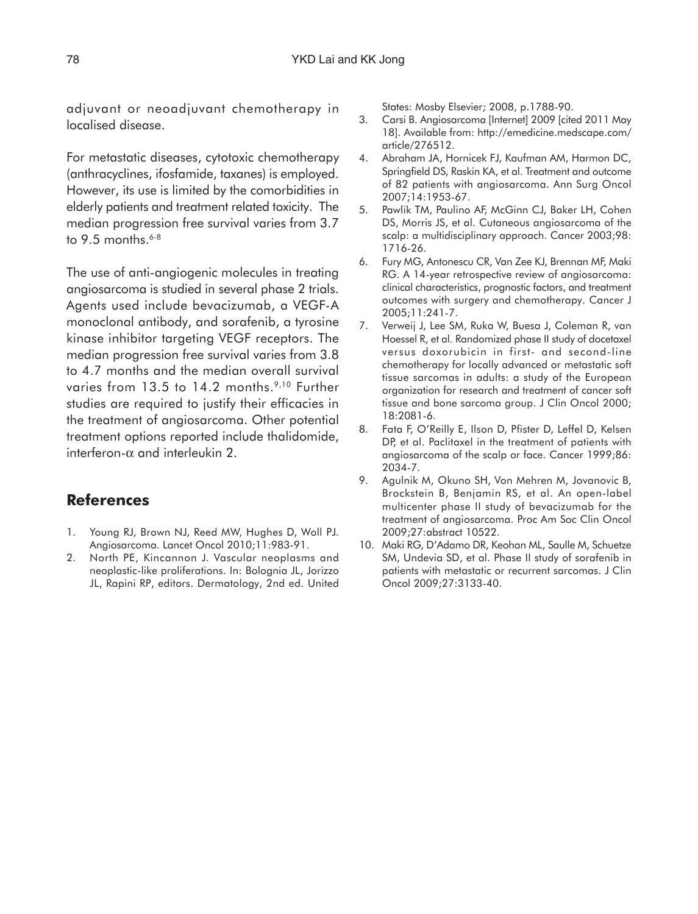adjuvant or neoadjuvant chemotherapy in localised disease.

For metastatic diseases, cytotoxic chemotherapy (anthracyclines, ifosfamide, taxanes) is employed. However, its use is limited by the comorbidities in elderly patients and treatment related toxicity. The median progression free survival varies from 3.7 to 9.5 months.[6-8]

The use of anti-angiogenic molecules in treating angiosarcoma is studied in several phase 2 trials. Agents used include bevacizumab, a VEGF-A monoclonal antibody, and sorafenib, a tyrosine kinase inhibitor targeting VEGF receptors. The median progression free survival varies from 3.8 to 4.7 months and the median overall survival varies from 13.5 to 14.2 months.[9,10] Further studies are required to justify their efficacies in the treatment of angiosarcoma. Other potential treatment options reported include thalidomide, interferon-$\alpha$ and interleukin 2.

## References

1. Young RJ, Brown NJ, Reed MW, Hughes D, Woll PJ. Angiosarcoma. Lancet Oncol 2010;11:983-91.
2. North PE, Kincannon J. Vascular neoplasms and neoplastic-like proliferations. In: Bolognia JL, Jorizzo JL, Rapini RP, editors. Dermatology, 2nd ed. United States: Mosby Elsevier; 2008, p.1788-90.
3. Carsi B. Angiosarcoma [Internet] 2009 [cited 2011 May 18]. Available from: http://emedicine.medscape.com/article/276512.
4. Abraham JA, Hornicek FJ, Kaufman AM, Harmon DC, Springfield DS, Raskin KA, et al. Treatment and outcome of 82 patients with angiosarcoma. Ann Surg Oncol 2007;14:1953-67.
5. Pawlik TM, Paulino AF, McGinn CJ, Baker LH, Cohen DS, Morris JS, et al. Cutaneous angiosarcoma of the scalp: a multidisciplinary approach. Cancer 2003;98:1716-26.
6. Fury MG, Antonescu CR, Van Zee KJ, Brennan MF, Maki RG. A 14-year retrospective review of angiosarcoma: clinical characteristics, prognostic factors, and treatment outcomes with surgery and chemotherapy. Cancer J 2005;11:241-7.
7. Verweij J, Lee SM, Ruka W, Buesa J, Coleman R, van Hoessel R, et al. Randomized phase II study of docetaxel versus doxorubicin in first- and second-line chemotherapy for locally advanced or metastatic soft tissue sarcomas in adults: a study of the European organization for research and treatment of cancer soft tissue and bone sarcoma group. J Clin Oncol 2000;18:2081-6.
8. Fata F, O'Reilly E, Ilson D, Pfister D, Leffel D, Kelsen DP, et al. Paclitaxel in the treatment of patients with angiosarcoma of the scalp or face. Cancer 1999;86:2034-7.
9. Agulnik M, Okuno SH, Von Mehren M, Jovanovic B, Brockstein B, Benjamin RS, et al. An open-label multicenter phase II study of bevacizumab for the treatment of angiosarcoma. Proc Am Soc Clin Oncol 2009;27:abstract 10522.
10. Maki RG, D'Adamo DR, Keohan ML, Saulle M, Schuetze SM, Undevia SD, et al. Phase II study of sorafenib in patients with metastatic or recurrent sarcomas. J Clin Oncol 2009;27:3133-40.